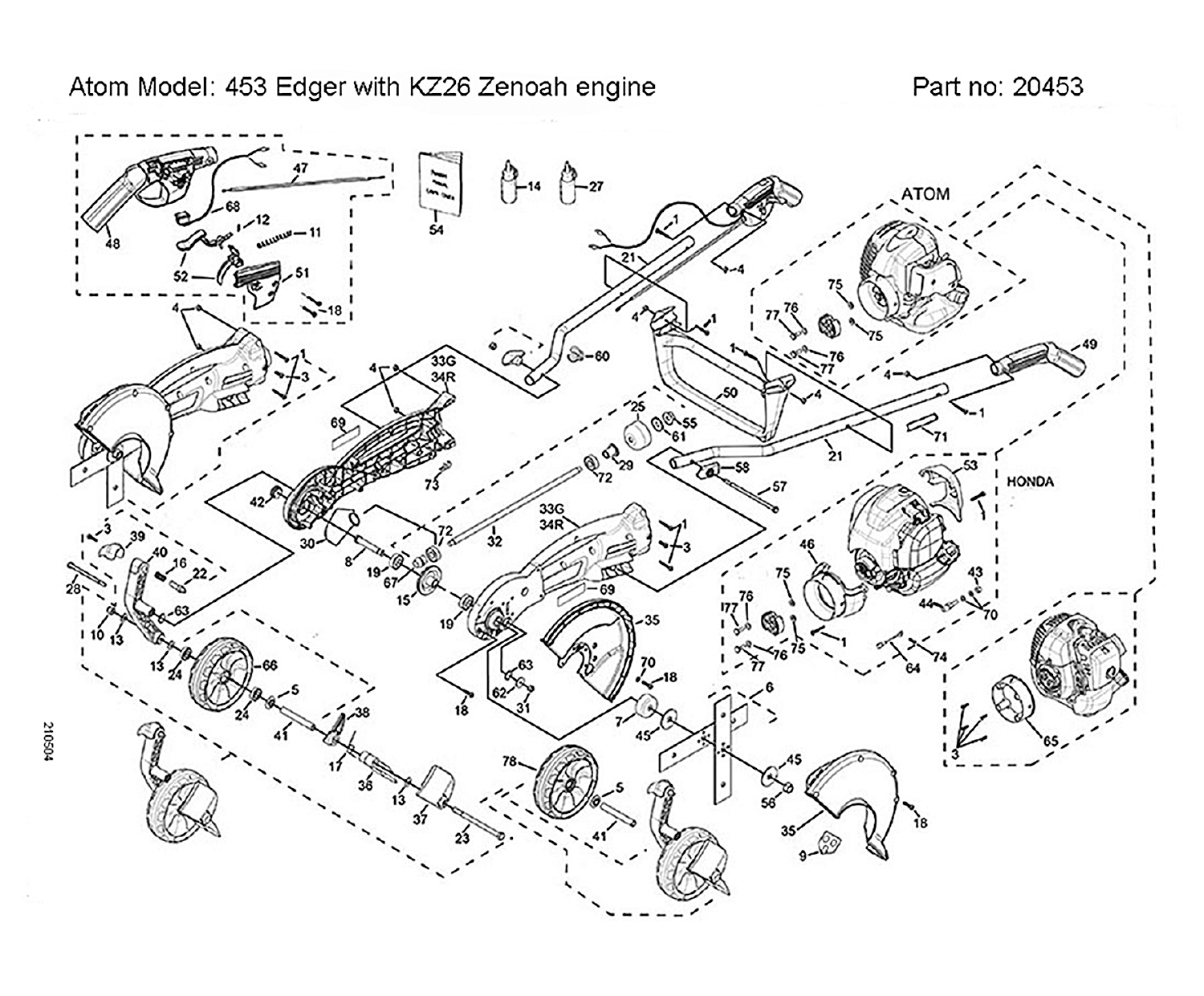Atom Model: 453 Edger with KZ26 Zenoah engine

Part no: 20453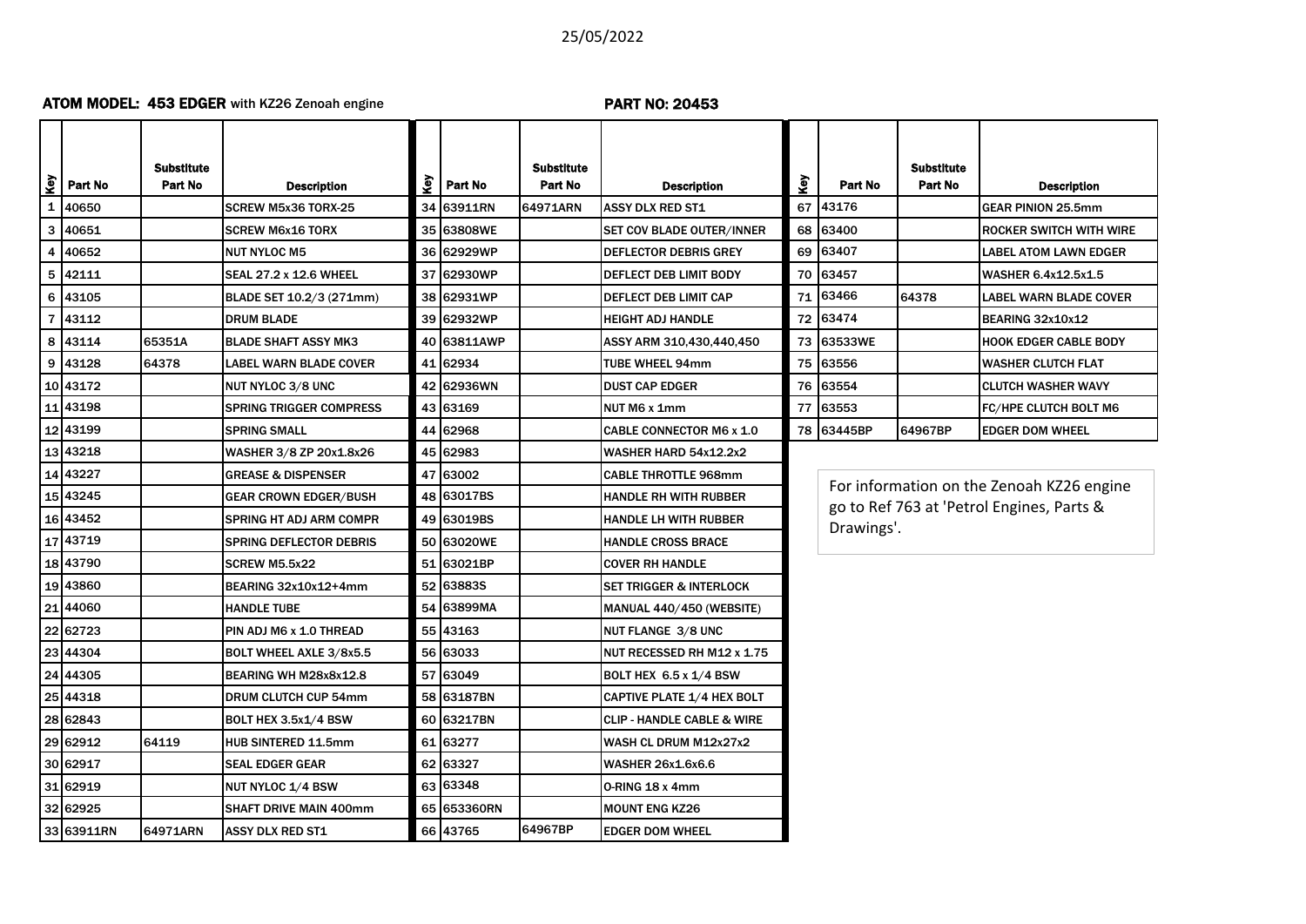25/05/2022

**ATOM MODEL: 453 EDGER** with KZ26 Zenoah engine **PART NO: 20453**

| Key | Part No | Substitute Part No | Description | Key | Part No | Substitute Part No | Description | Key | Part No | Substitute Part No | Description |
|---|---|---|---|---|---|---|---|---|---|---|---|
| 1 | 40650 | | SCREW M5x36 TORX-25 | 34 | 63911RN | 64971ARN | ASSY DLX RED ST1 | 67 | 43176 | | GEAR PINION 25.5mm |
| 3 | 40651 | | SCREW M6x16 TORX | 35 | 63808WE | | SET COV BLADE OUTER/INNER | 68 | 63400 | | ROCKER SWITCH WITH WIRE |
| 4 | 40652 | | NUT NYLOC M5 | 36 | 62929WP | | DEFLECTOR DEBRIS GREY | 69 | 63407 | | LABEL ATOM LAWN EDGER |
| 5 | 42111 | | SEAL 27.2 x 12.6 WHEEL | 37 | 62930WP | | DEFLECT DEB LIMIT BODY | 70 | 63457 | | WASHER 6.4x12.5x1.5 |
| 6 | 43105 | | BLADE SET 10.2/3 (271mm) | 38 | 62931WP | | DEFLECT DEB LIMIT CAP | 71 | 63466 | 64378 | LABEL WARN BLADE COVER |
| 7 | 43112 | | DRUM BLADE | 39 | 62932WP | | HEIGHT ADJ HANDLE | 72 | 63474 | | BEARING 32x10x12 |
| 8 | 43114 | 65351A | BLADE SHAFT ASSY MK3 | 40 | 63811AWP | | ASSY ARM 310,430,440,450 | 73 | 63533WE | | HOOK EDGER CABLE BODY |
| 9 | 43128 | 64378 | LABEL WARN BLADE COVER | 41 | 62934 | | TUBE WHEEL 94mm | 75 | 63556 | | WASHER CLUTCH FLAT |
| 10 | 43172 | | NUT NYLOC 3/8 UNC | 42 | 62936WN | | DUST CAP EDGER | 76 | 63554 | | CLUTCH WASHER WAVY |
| 11 | 43198 | | SPRING TRIGGER COMPRESS | 43 | 63169 | | NUT M6 x 1mm | 77 | 63553 | | FC/HPE CLUTCH BOLT M6 |
| 12 | 43199 | | SPRING SMALL | 44 | 62968 | | CABLE CONNECTOR M6 x 1.0 | 78 | 63445BP | 64967BP | EDGER DOM WHEEL |
| 13 | 43218 | | WASHER 3/8 ZP 20x1.8x26 | 45 | 62983 | | WASHER HARD 54x12.2x2 | | | | |
| 14 | 43227 | | GREASE & DISPENSER | 47 | 63002 | | CABLE THROTTLE 968mm | | | | |
| 15 | 43245 | | GEAR CROWN EDGER/BUSH | 48 | 63017BS | | HANDLE RH WITH RUBBER | | | | |
| 16 | 43452 | | SPRING HT ADJ ARM COMPR | 49 | 63019BS | | HANDLE LH WITH RUBBER | | | | |
| 17 | 43719 | | SPRING DEFLECTOR DEBRIS | 50 | 63020WE | | HANDLE CROSS BRACE | | | | |
| 18 | 43790 | | SCREW M5.5x22 | 51 | 63021BP | | COVER RH HANDLE | | | | |
| 19 | 43860 | | BEARING 32x10x12+4mm | 52 | 63883S | | SET TRIGGER & INTERLOCK | | | | |
| 21 | 44060 | | HANDLE TUBE | 54 | 63899MA | | MANUAL 440/450 (WEBSITE) | | | | |
| 22 | 62723 | | PIN ADJ M6 x 1.0 THREAD | 55 | 43163 | | NUT FLANGE 3/8 UNC | | | | |
| 23 | 44304 | | BOLT WHEEL AXLE 3/8x5.5 | 56 | 63033 | | NUT RECESSED RH M12 x 1.75 | | | | |
| 24 | 44305 | | BEARING WH M28x8x12.8 | 57 | 63049 | | BOLT HEX 6.5 x 1/4 BSW | | | | |
| 25 | 44318 | | DRUM CLUTCH CUP 54mm | 58 | 63187BN | | CAPTIVE PLATE 1/4 HEX BOLT | | | | |
| 28 | 62843 | | BOLT HEX 3.5x1/4 BSW | 60 | 63217BN | | CLIP - HANDLE CABLE & WIRE | | | | |
| 29 | 62912 | 64119 | HUB SINTERED 11.5mm | 61 | 63277 | | WASH CL DRUM M12x27x2 | | | | |
| 30 | 62917 | | SEAL EDGER GEAR | 62 | 63327 | | WASHER 26x1.6x6.6 | | | | |
| 31 | 62919 | | NUT NYLOC 1/4 BSW | 63 | 63348 | | O-RING 18 x 4mm | | | | |
| 32 | 62925 | | SHAFT DRIVE MAIN 400mm | 65 | 653360RN | | MOUNT ENG KZ26 | | | | |
| 33 | 63911RN | 64971ARN | ASSY DLX RED ST1 | 66 | 43765 | 64967BP | EDGER DOM WHEEL | | | | |

For information on the Zenoah KZ26 engine go to Ref 763 at 'Petrol Engines, Parts & Drawings'.